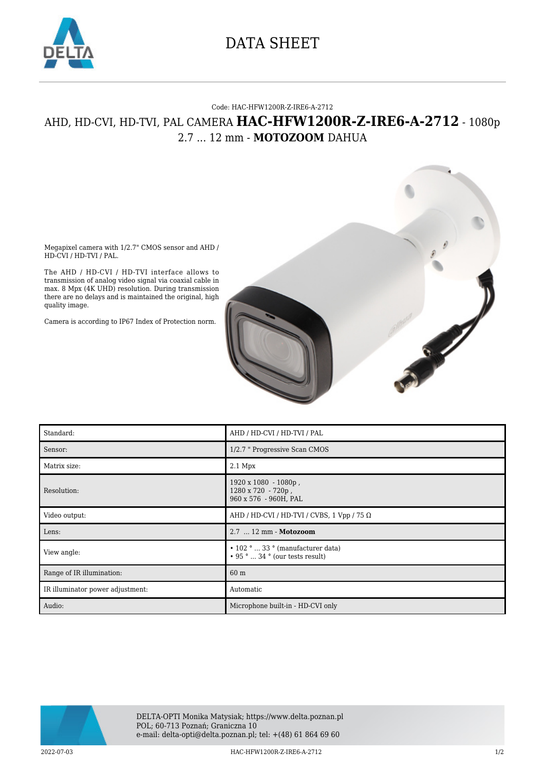# DATA SHEET

Code: HAC-HFW1200R-Z-IRE6-A-2712

## AHD, HD-CVI, HD-TVI, PAL CAMERA **HAC-HFW1200R-Z-IRE6-A-2712** - 1080p 2.7 ... 12 mm - **MOTOZOOM** DAHUA

Megapixel camera with 1/2.7" CMOS sensor and AHD / HD-CVI / HD-TVI / PAL.

The AHD / HD-CVI / HD-TVI interface allows to transmission of analog video signal via coaxial cable in max. 8 Mpx (4K UHD) resolution. During transmission there are no delays and is maintained the original, high quality image.

Camera is according to IP67 Index of Protection norm.

| | |
|---|---|
| Standard: | AHD / HD-CVI / HD-TVI / PAL |
| Sensor: | 1/2.7 " Progressive Scan CMOS |
| Matrix size: | 2.1 Mpx |
| Resolution: | 1920 x 1080 - 1080p ,<br>1280 x 720 - 720p ,<br>960 x 576 - 960H, PAL |
| Video output: | AHD / HD-CVI / HD-TVI / CVBS, 1 Vpp / 75 Ω |
| Lens: | 2.7 ... 12 mm - **Motozoom** |
| View angle: | • 102 ° ... 33 ° (manufacturer data)<br>• 95 ° ... 34 ° (our tests result) |
| Range of IR illumination: | 60 m |
| IR illuminator power adjustment: | Automatic |
| Audio: | Microphone built-in - HD-CVI only |

DELTA-OPTI Monika Matysiak; https://www.delta.poznan.pl
POL; 60-713 Poznań; Graniczna 10
e-mail: delta-opti@delta.poznan.pl; tel: +(48) 61 864 69 60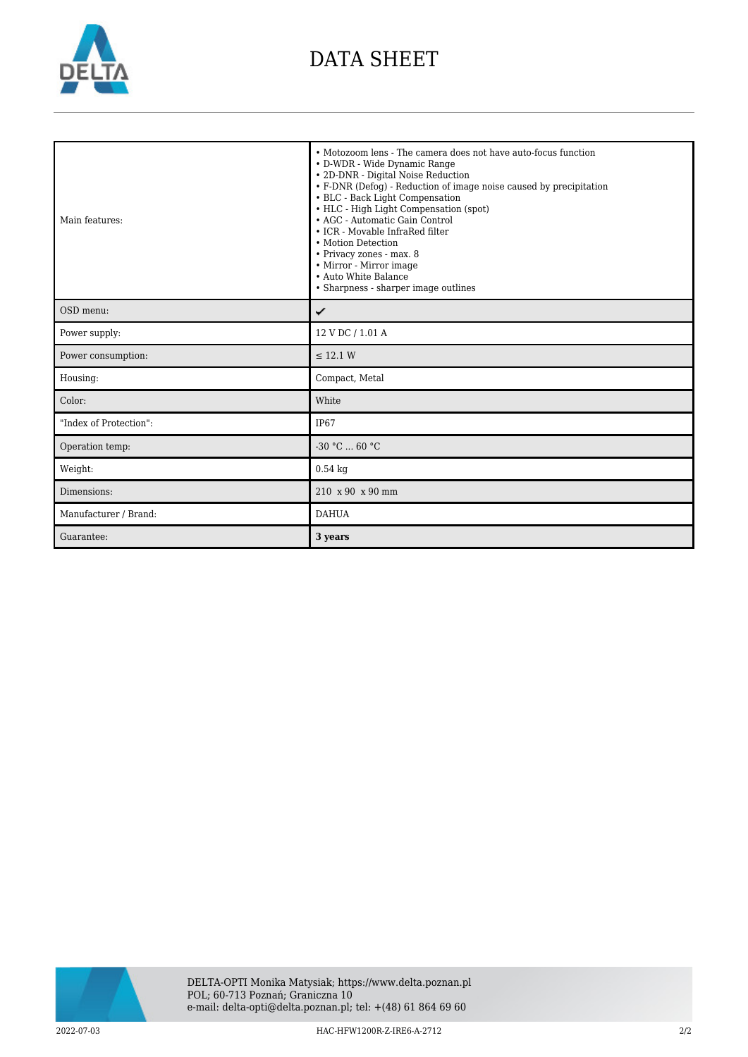# DATA SHEET

| | |
|---|---|
| Main features: | • Motozoom lens - The camera does not have auto-focus function<br>• D-WDR - Wide Dynamic Range<br>• 2D-DNR - Digital Noise Reduction<br>• F-DNR (Defog) - Reduction of image noise caused by precipitation<br>• BLC - Back Light Compensation<br>• HLC - High Light Compensation (spot)<br>• AGC - Automatic Gain Control<br>• ICR - Movable InfraRed filter<br>• Motion Detection<br>• Privacy zones - max. 8<br>• Mirror - Mirror image<br>• Auto White Balance<br>• Sharpness - sharper image outlines |
| OSD menu: | ✔ |
| Power supply: | 12 V DC / 1.01 A |
| Power consumption: | ≤ 12.1 W |
| Housing: | Compact, Metal |
| Color: | White |
| "Index of Protection": | IP67 |
| Operation temp: | -30 °C ... 60 °C |
| Weight: | 0.54 kg |
| Dimensions: | 210 x 90 x 90 mm |
| Manufacturer / Brand: | DAHUA |
| Guarantee: | **3 years** |

DELTA-OPTI Monika Matysiak; https://www.delta.poznan.pl
POL; 60-713 Poznań; Graniczna 10
e-mail: delta-opti@delta.poznan.pl; tel: +(48) 61 864 69 60

2022-07-03 HAC-HFW1200R-Z-IRE6-A-2712